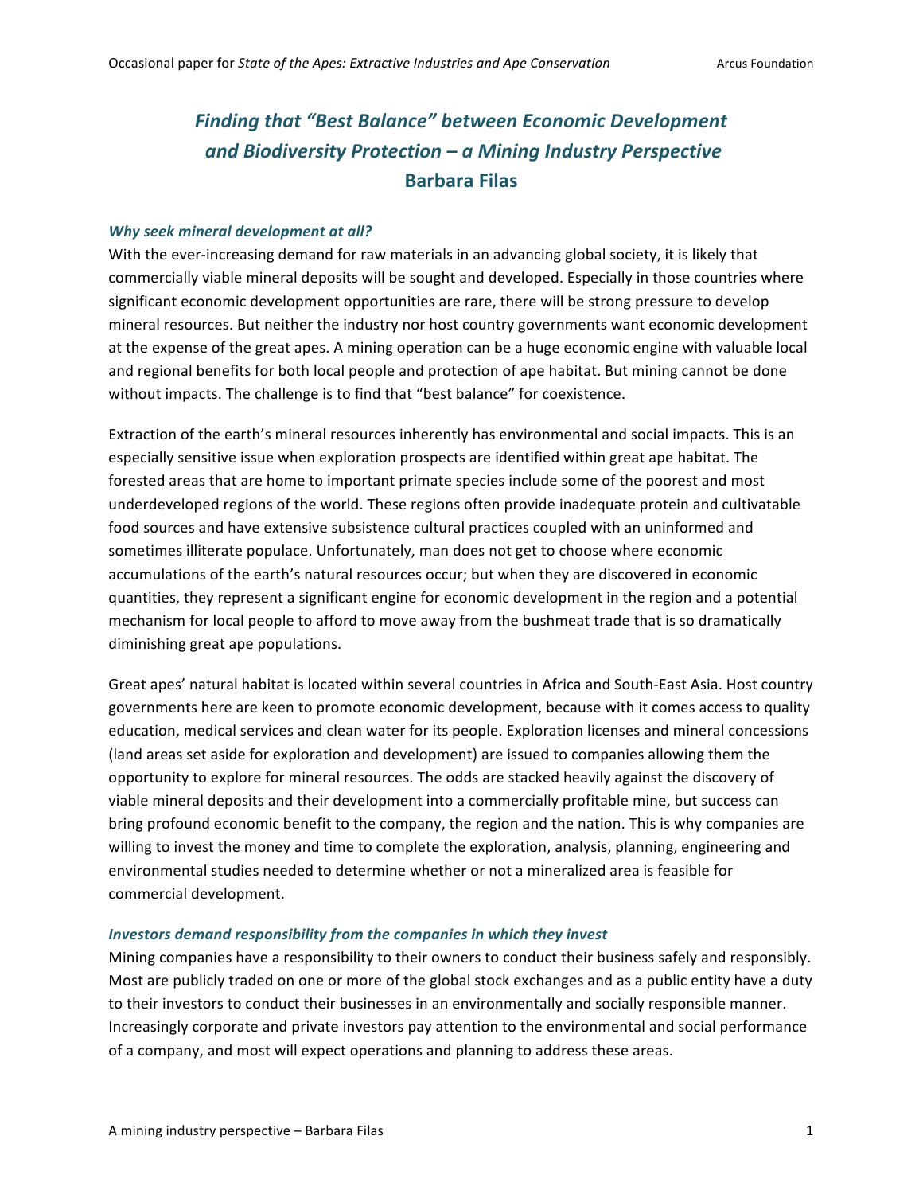# *Finding that "Best Balance" between Economic Development and Biodiversity Protection – a Mining Industry Perspective*

## Barbara Filas

### *Why seek mineral development at all?*

With the ever-increasing demand for raw materials in an advancing global society, it is likely that commercially viable mineral deposits will be sought and developed. Especially in those countries where significant economic development opportunities are rare, there will be strong pressure to develop mineral resources. But neither the industry nor host country governments want economic development at the expense of the great apes. A mining operation can be a huge economic engine with valuable local and regional benefits for both local people and protection of ape habitat. But mining cannot be done without impacts. The challenge is to find that "best balance" for coexistence.

Extraction of the earth's mineral resources inherently has environmental and social impacts. This is an especially sensitive issue when exploration prospects are identified within great ape habitat. The forested areas that are home to important primate species include some of the poorest and most underdeveloped regions of the world. These regions often provide inadequate protein and cultivatable food sources and have extensive subsistence cultural practices coupled with an uninformed and sometimes illiterate populace. Unfortunately, man does not get to choose where economic accumulations of the earth's natural resources occur; but when they are discovered in economic quantities, they represent a significant engine for economic development in the region and a potential mechanism for local people to afford to move away from the bushmeat trade that is so dramatically diminishing great ape populations.

Great apes' natural habitat is located within several countries in Africa and South-East Asia. Host country governments here are keen to promote economic development, because with it comes access to quality education, medical services and clean water for its people. Exploration licenses and mineral concessions (land areas set aside for exploration and development) are issued to companies allowing them the opportunity to explore for mineral resources. The odds are stacked heavily against the discovery of viable mineral deposits and their development into a commercially profitable mine, but success can bring profound economic benefit to the company, the region and the nation. This is why companies are willing to invest the money and time to complete the exploration, analysis, planning, engineering and environmental studies needed to determine whether or not a mineralized area is feasible for commercial development.

### *Investors demand responsibility from the companies in which they invest*

Mining companies have a responsibility to their owners to conduct their business safely and responsibly. Most are publicly traded on one or more of the global stock exchanges and as a public entity have a duty to their investors to conduct their businesses in an environmentally and socially responsible manner. Increasingly corporate and private investors pay attention to the environmental and social performance of a company, and most will expect operations and planning to address these areas.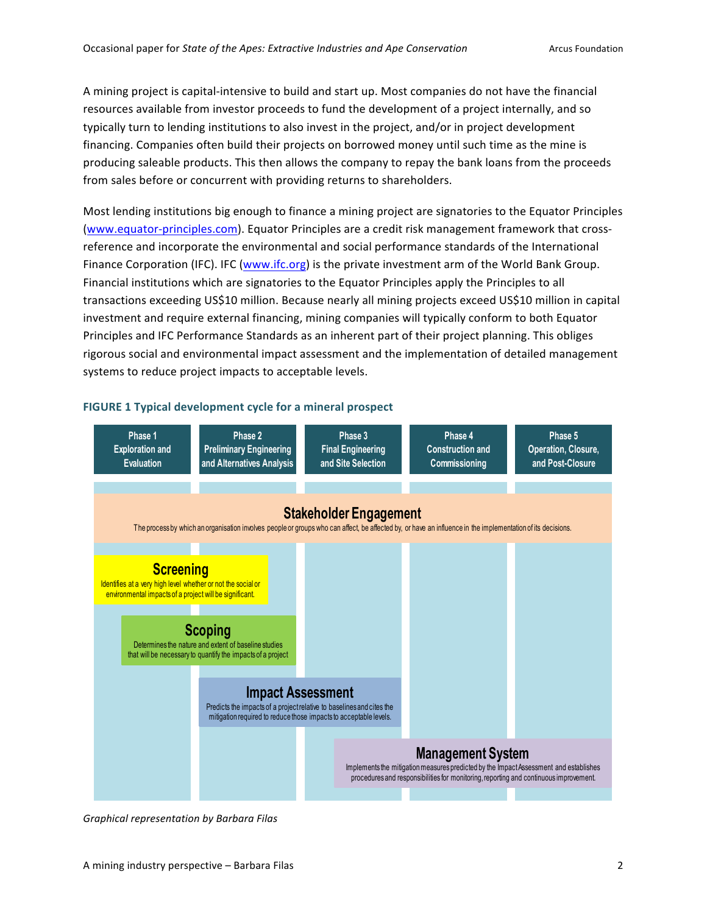A mining project is capital-intensive to build and start up. Most companies do not have the financial resources available from investor proceeds to fund the development of a project internally, and so typically turn to lending institutions to also invest in the project, and/or in project development financing. Companies often build their projects on borrowed money until such time as the mine is producing saleable products. This then allows the company to repay the bank loans from the proceeds from sales before or concurrent with providing returns to shareholders.

Most lending institutions big enough to finance a mining project are signatories to the Equator Principles (www.equator-principles.com). Equator Principles are a credit risk management framework that cross-reference and incorporate the environmental and social performance standards of the International Finance Corporation (IFC). IFC (www.ifc.org) is the private investment arm of the World Bank Group. Financial institutions which are signatories to the Equator Principles apply the Principles to all transactions exceeding US$10 million. Because nearly all mining projects exceed US$10 million in capital investment and require external financing, mining companies will typically conform to both Equator Principles and IFC Performance Standards as an inherent part of their project planning. This obliges rigorous social and environmental impact assessment and the implementation of detailed management systems to reduce project impacts to acceptable levels.

**FIGURE 1 Typical development cycle for a mineral prospect**

| Phase 1 Exploration and Evaluation | Phase 2 Preliminary Engineering and Alternatives Analysis | Phase 3 Final Engineering and Site Selection | Phase 4 Construction and Commissioning | Phase 5 Operation, Closure, and Post-Closure |
|---|---|---|---|---|

**Stakeholder Engagement** (Phases 1–5)
The process by which an organisation involves people or groups who can affect, be affected by, or have an influence in the implementation of its decisions.

**Screening** (Phases 1–2)
Identifies at a very high level whether or not the social or environmental impacts of a project will be significant.

**Scoping** (Phases 1–2)
Determines the nature and extent of baseline studies that will be necessary to quantify the impacts of a project

**Impact Assessment** (Phases 2–3)
Predicts the impacts of a project relative to baselines and cites the mitigation required to reduce those impacts to acceptable levels.

**Management System** (Phases 3–5)
Implements the mitigation measures predicted by the Impact Assessment and establishes procedures and responsibilities for monitoring, reporting and continuous improvement.

*Graphical representation by Barbara Filas*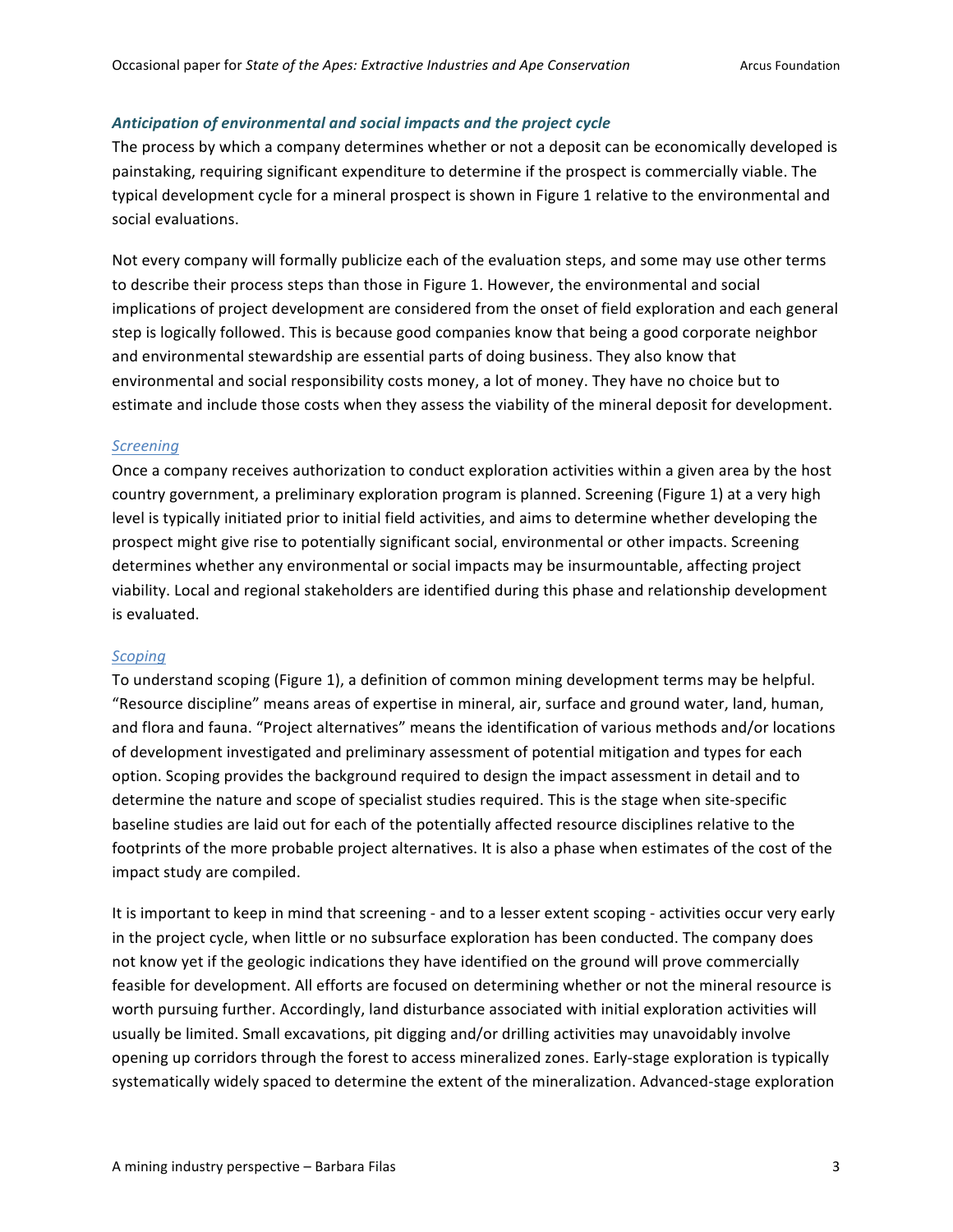### *Anticipation of environmental and social impacts and the project cycle*

The process by which a company determines whether or not a deposit can be economically developed is painstaking, requiring significant expenditure to determine if the prospect is commercially viable. The typical development cycle for a mineral prospect is shown in Figure 1 relative to the environmental and social evaluations.

Not every company will formally publicize each of the evaluation steps, and some may use other terms to describe their process steps than those in Figure 1. However, the environmental and social implications of project development are considered from the onset of field exploration and each general step is logically followed. This is because good companies know that being a good corporate neighbor and environmental stewardship are essential parts of doing business. They also know that environmental and social responsibility costs money, a lot of money. They have no choice but to estimate and include those costs when they assess the viability of the mineral deposit for development.

#### *Screening*

Once a company receives authorization to conduct exploration activities within a given area by the host country government, a preliminary exploration program is planned. Screening (Figure 1) at a very high level is typically initiated prior to initial field activities, and aims to determine whether developing the prospect might give rise to potentially significant social, environmental or other impacts. Screening determines whether any environmental or social impacts may be insurmountable, affecting project viability. Local and regional stakeholders are identified during this phase and relationship development is evaluated.

#### *Scoping*

To understand scoping (Figure 1), a definition of common mining development terms may be helpful. "Resource discipline" means areas of expertise in mineral, air, surface and ground water, land, human, and flora and fauna. "Project alternatives" means the identification of various methods and/or locations of development investigated and preliminary assessment of potential mitigation and types for each option. Scoping provides the background required to design the impact assessment in detail and to determine the nature and scope of specialist studies required. This is the stage when site-specific baseline studies are laid out for each of the potentially affected resource disciplines relative to the footprints of the more probable project alternatives. It is also a phase when estimates of the cost of the impact study are compiled.

It is important to keep in mind that screening - and to a lesser extent scoping - activities occur very early in the project cycle, when little or no subsurface exploration has been conducted. The company does not know yet if the geologic indications they have identified on the ground will prove commercially feasible for development. All efforts are focused on determining whether or not the mineral resource is worth pursuing further. Accordingly, land disturbance associated with initial exploration activities will usually be limited. Small excavations, pit digging and/or drilling activities may unavoidably involve opening up corridors through the forest to access mineralized zones. Early-stage exploration is typically systematically widely spaced to determine the extent of the mineralization. Advanced-stage exploration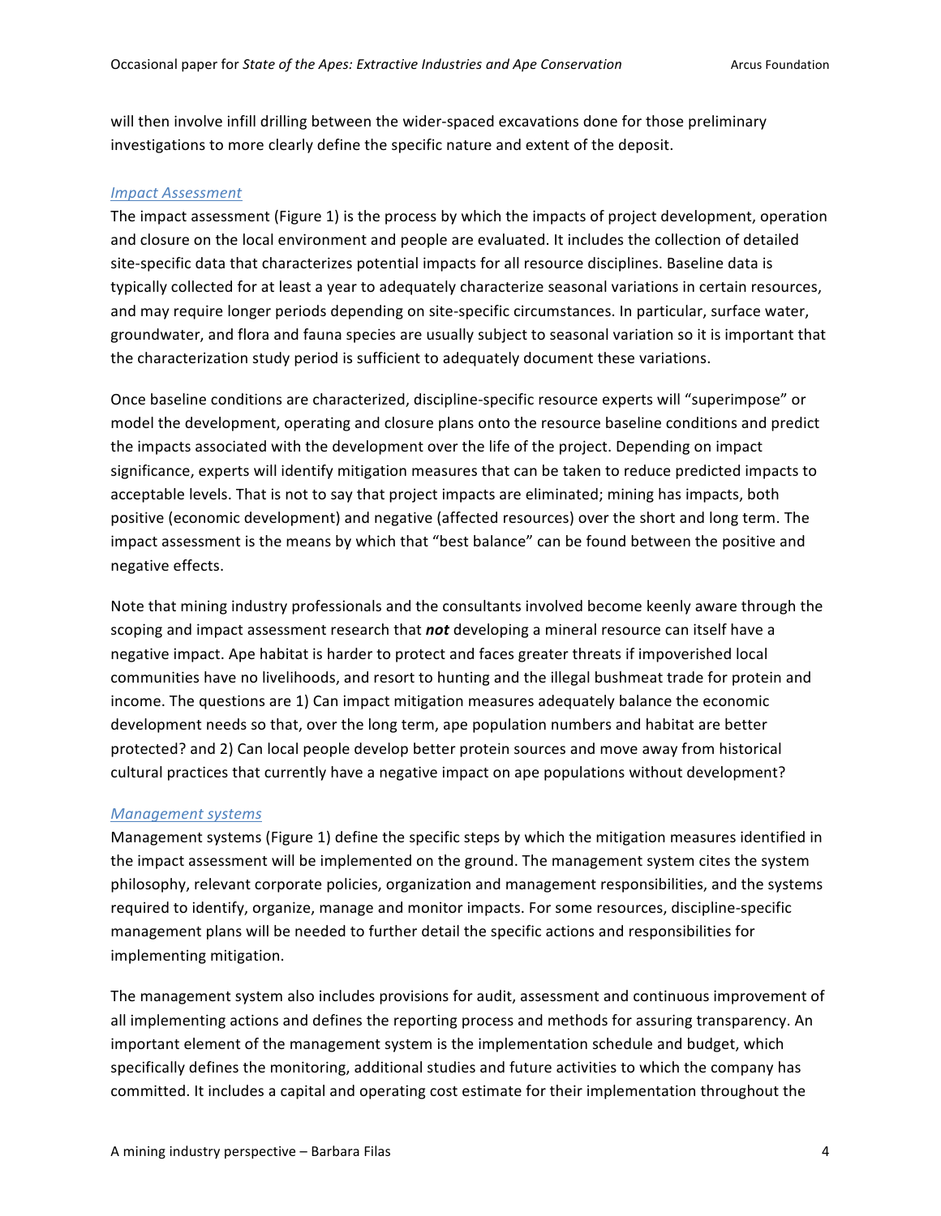will then involve infill drilling between the wider-spaced excavations done for those preliminary investigations to more clearly define the specific nature and extent of the deposit.

### *Impact Assessment*

The impact assessment (Figure 1) is the process by which the impacts of project development, operation and closure on the local environment and people are evaluated. It includes the collection of detailed site-specific data that characterizes potential impacts for all resource disciplines. Baseline data is typically collected for at least a year to adequately characterize seasonal variations in certain resources, and may require longer periods depending on site-specific circumstances. In particular, surface water, groundwater, and flora and fauna species are usually subject to seasonal variation so it is important that the characterization study period is sufficient to adequately document these variations.

Once baseline conditions are characterized, discipline-specific resource experts will "superimpose" or model the development, operating and closure plans onto the resource baseline conditions and predict the impacts associated with the development over the life of the project. Depending on impact significance, experts will identify mitigation measures that can be taken to reduce predicted impacts to acceptable levels. That is not to say that project impacts are eliminated; mining has impacts, both positive (economic development) and negative (affected resources) over the short and long term. The impact assessment is the means by which that "best balance" can be found between the positive and negative effects.

Note that mining industry professionals and the consultants involved become keenly aware through the scoping and impact assessment research that ***not*** developing a mineral resource can itself have a negative impact. Ape habitat is harder to protect and faces greater threats if impoverished local communities have no livelihoods, and resort to hunting and the illegal bushmeat trade for protein and income. The questions are 1) Can impact mitigation measures adequately balance the economic development needs so that, over the long term, ape population numbers and habitat are better protected? and 2) Can local people develop better protein sources and move away from historical cultural practices that currently have a negative impact on ape populations without development?

### *Management systems*

Management systems (Figure 1) define the specific steps by which the mitigation measures identified in the impact assessment will be implemented on the ground. The management system cites the system philosophy, relevant corporate policies, organization and management responsibilities, and the systems required to identify, organize, manage and monitor impacts. For some resources, discipline-specific management plans will be needed to further detail the specific actions and responsibilities for implementing mitigation.

The management system also includes provisions for audit, assessment and continuous improvement of all implementing actions and defines the reporting process and methods for assuring transparency. An important element of the management system is the implementation schedule and budget, which specifically defines the monitoring, additional studies and future activities to which the company has committed. It includes a capital and operating cost estimate for their implementation throughout the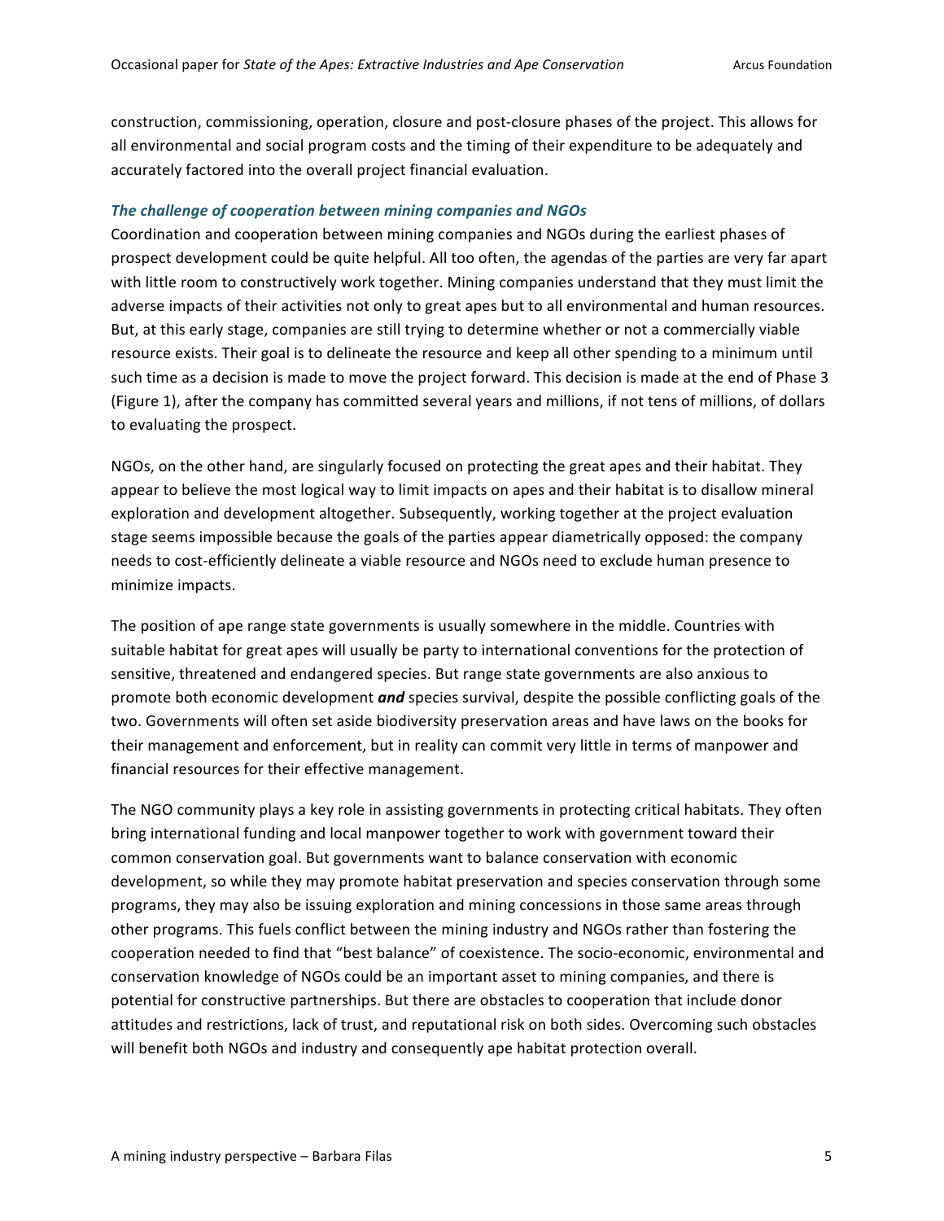construction, commissioning, operation, closure and post-closure phases of the project. This allows for all environmental and social program costs and the timing of their expenditure to be adequately and accurately factored into the overall project financial evaluation.

### *The challenge of cooperation between mining companies and NGOs*

Coordination and cooperation between mining companies and NGOs during the earliest phases of prospect development could be quite helpful. All too often, the agendas of the parties are very far apart with little room to constructively work together. Mining companies understand that they must limit the adverse impacts of their activities not only to great apes but to all environmental and human resources. But, at this early stage, companies are still trying to determine whether or not a commercially viable resource exists. Their goal is to delineate the resource and keep all other spending to a minimum until such time as a decision is made to move the project forward. This decision is made at the end of Phase 3 (Figure 1), after the company has committed several years and millions, if not tens of millions, of dollars to evaluating the prospect.

NGOs, on the other hand, are singularly focused on protecting the great apes and their habitat. They appear to believe the most logical way to limit impacts on apes and their habitat is to disallow mineral exploration and development altogether. Subsequently, working together at the project evaluation stage seems impossible because the goals of the parties appear diametrically opposed: the company needs to cost-efficiently delineate a viable resource and NGOs need to exclude human presence to minimize impacts.

The position of ape range state governments is usually somewhere in the middle. Countries with suitable habitat for great apes will usually be party to international conventions for the protection of sensitive, threatened and endangered species. But range state governments are also anxious to promote both economic development ***and*** species survival, despite the possible conflicting goals of the two. Governments will often set aside biodiversity preservation areas and have laws on the books for their management and enforcement, but in reality can commit very little in terms of manpower and financial resources for their effective management.

The NGO community plays a key role in assisting governments in protecting critical habitats. They often bring international funding and local manpower together to work with government toward their common conservation goal. But governments want to balance conservation with economic development, so while they may promote habitat preservation and species conservation through some programs, they may also be issuing exploration and mining concessions in those same areas through other programs. This fuels conflict between the mining industry and NGOs rather than fostering the cooperation needed to find that "best balance" of coexistence. The socio-economic, environmental and conservation knowledge of NGOs could be an important asset to mining companies, and there is potential for constructive partnerships. But there are obstacles to cooperation that include donor attitudes and restrictions, lack of trust, and reputational risk on both sides. Overcoming such obstacles will benefit both NGOs and industry and consequently ape habitat protection overall.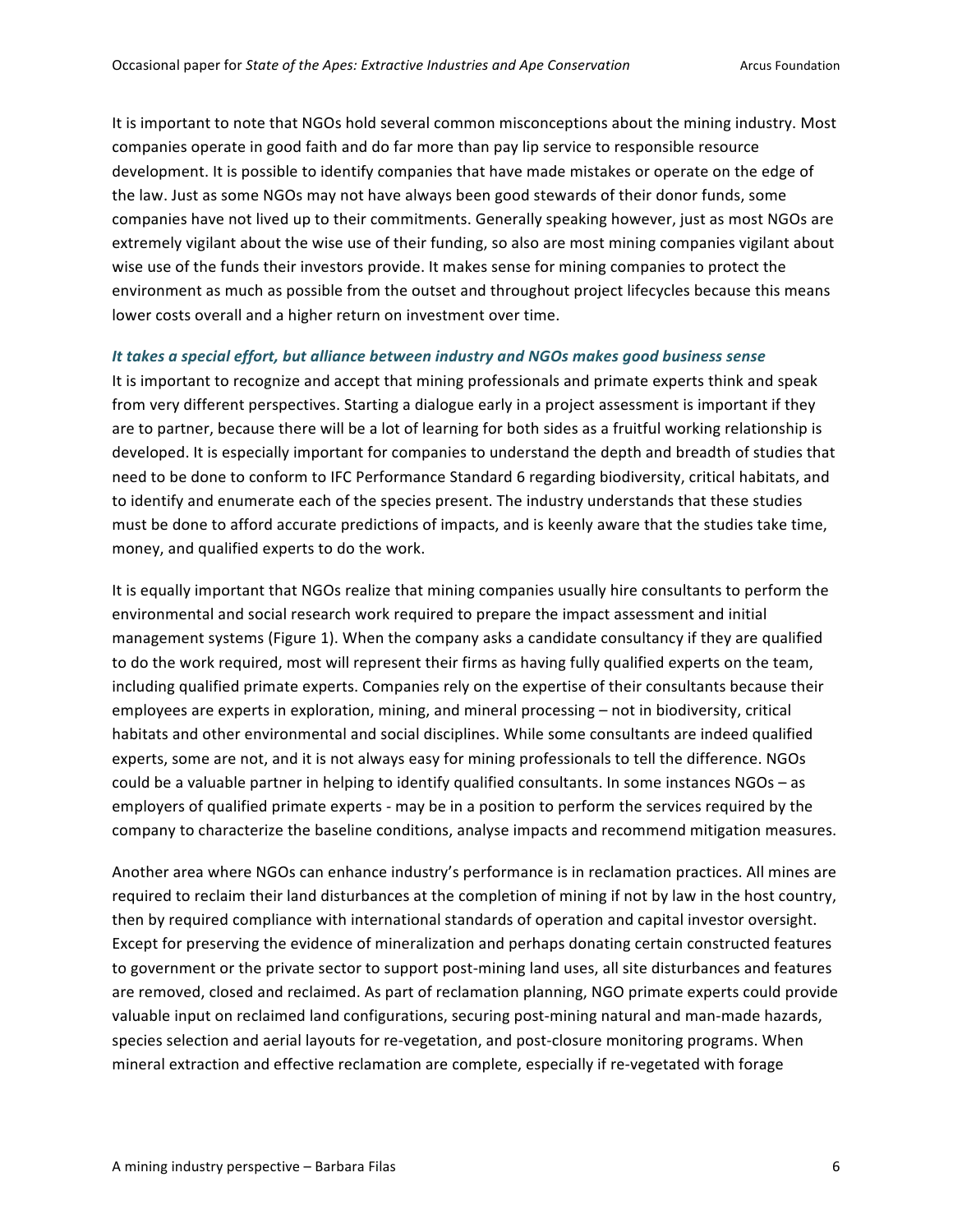It is important to note that NGOs hold several common misconceptions about the mining industry. Most companies operate in good faith and do far more than pay lip service to responsible resource development. It is possible to identify companies that have made mistakes or operate on the edge of the law. Just as some NGOs may not have always been good stewards of their donor funds, some companies have not lived up to their commitments. Generally speaking however, just as most NGOs are extremely vigilant about the wise use of their funding, so also are most mining companies vigilant about wise use of the funds their investors provide. It makes sense for mining companies to protect the environment as much as possible from the outset and throughout project lifecycles because this means lower costs overall and a higher return on investment over time.

***It takes a special effort, but alliance between industry and NGOs makes good business sense***

It is important to recognize and accept that mining professionals and primate experts think and speak from very different perspectives. Starting a dialogue early in a project assessment is important if they are to partner, because there will be a lot of learning for both sides as a fruitful working relationship is developed. It is especially important for companies to understand the depth and breadth of studies that need to be done to conform to IFC Performance Standard 6 regarding biodiversity, critical habitats, and to identify and enumerate each of the species present. The industry understands that these studies must be done to afford accurate predictions of impacts, and is keenly aware that the studies take time, money, and qualified experts to do the work.

It is equally important that NGOs realize that mining companies usually hire consultants to perform the environmental and social research work required to prepare the impact assessment and initial management systems (Figure 1). When the company asks a candidate consultancy if they are qualified to do the work required, most will represent their firms as having fully qualified experts on the team, including qualified primate experts. Companies rely on the expertise of their consultants because their employees are experts in exploration, mining, and mineral processing – not in biodiversity, critical habitats and other environmental and social disciplines. While some consultants are indeed qualified experts, some are not, and it is not always easy for mining professionals to tell the difference. NGOs could be a valuable partner in helping to identify qualified consultants. In some instances NGOs – as employers of qualified primate experts - may be in a position to perform the services required by the company to characterize the baseline conditions, analyse impacts and recommend mitigation measures.

Another area where NGOs can enhance industry's performance is in reclamation practices. All mines are required to reclaim their land disturbances at the completion of mining if not by law in the host country, then by required compliance with international standards of operation and capital investor oversight. Except for preserving the evidence of mineralization and perhaps donating certain constructed features to government or the private sector to support post-mining land uses, all site disturbances and features are removed, closed and reclaimed. As part of reclamation planning, NGO primate experts could provide valuable input on reclaimed land configurations, securing post-mining natural and man-made hazards, species selection and aerial layouts for re-vegetation, and post-closure monitoring programs. When mineral extraction and effective reclamation are complete, especially if re-vegetated with forage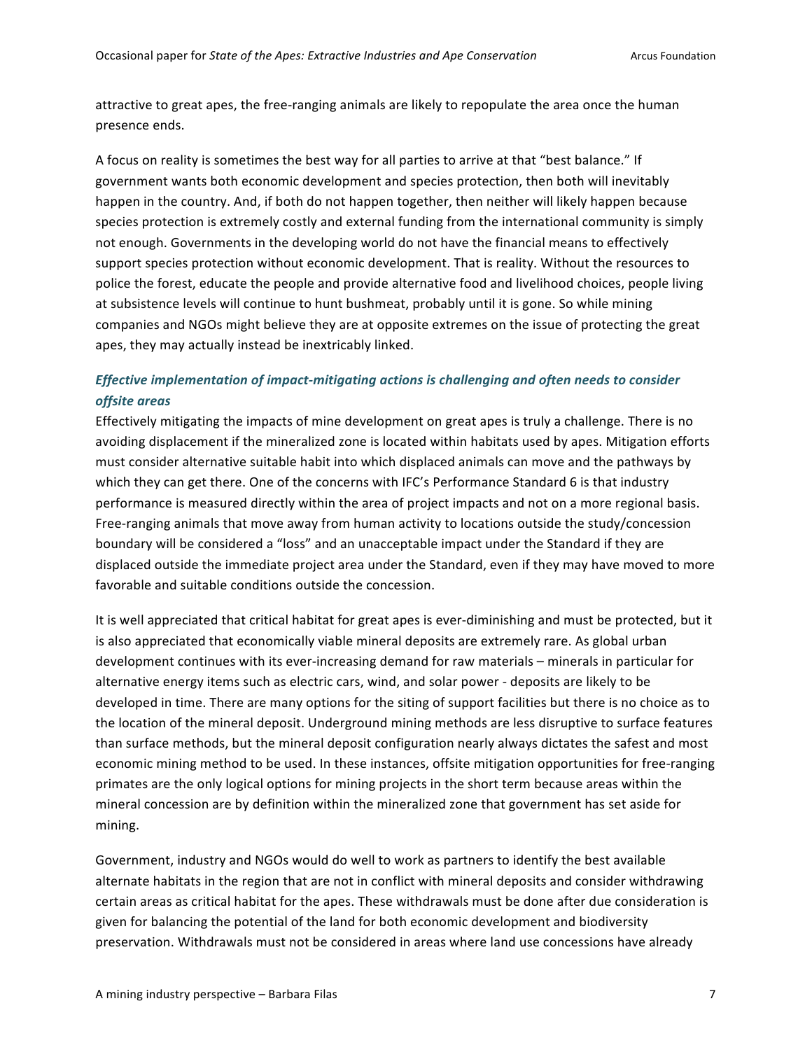attractive to great apes, the free-ranging animals are likely to repopulate the area once the human presence ends.

A focus on reality is sometimes the best way for all parties to arrive at that "best balance." If government wants both economic development and species protection, then both will inevitably happen in the country. And, if both do not happen together, then neither will likely happen because species protection is extremely costly and external funding from the international community is simply not enough. Governments in the developing world do not have the financial means to effectively support species protection without economic development. That is reality. Without the resources to police the forest, educate the people and provide alternative food and livelihood choices, people living at subsistence levels will continue to hunt bushmeat, probably until it is gone. So while mining companies and NGOs might believe they are at opposite extremes on the issue of protecting the great apes, they may actually instead be inextricably linked.

### *Effective implementation of impact-mitigating actions is challenging and often needs to consider offsite areas*

Effectively mitigating the impacts of mine development on great apes is truly a challenge. There is no avoiding displacement if the mineralized zone is located within habitats used by apes. Mitigation efforts must consider alternative suitable habit into which displaced animals can move and the pathways by which they can get there. One of the concerns with IFC's Performance Standard 6 is that industry performance is measured directly within the area of project impacts and not on a more regional basis. Free-ranging animals that move away from human activity to locations outside the study/concession boundary will be considered a "loss" and an unacceptable impact under the Standard if they are displaced outside the immediate project area under the Standard, even if they may have moved to more favorable and suitable conditions outside the concession.

It is well appreciated that critical habitat for great apes is ever-diminishing and must be protected, but it is also appreciated that economically viable mineral deposits are extremely rare. As global urban development continues with its ever-increasing demand for raw materials – minerals in particular for alternative energy items such as electric cars, wind, and solar power - deposits are likely to be developed in time. There are many options for the siting of support facilities but there is no choice as to the location of the mineral deposit. Underground mining methods are less disruptive to surface features than surface methods, but the mineral deposit configuration nearly always dictates the safest and most economic mining method to be used. In these instances, offsite mitigation opportunities for free-ranging primates are the only logical options for mining projects in the short term because areas within the mineral concession are by definition within the mineralized zone that government has set aside for mining.

Government, industry and NGOs would do well to work as partners to identify the best available alternate habitats in the region that are not in conflict with mineral deposits and consider withdrawing certain areas as critical habitat for the apes. These withdrawals must be done after due consideration is given for balancing the potential of the land for both economic development and biodiversity preservation. Withdrawals must not be considered in areas where land use concessions have already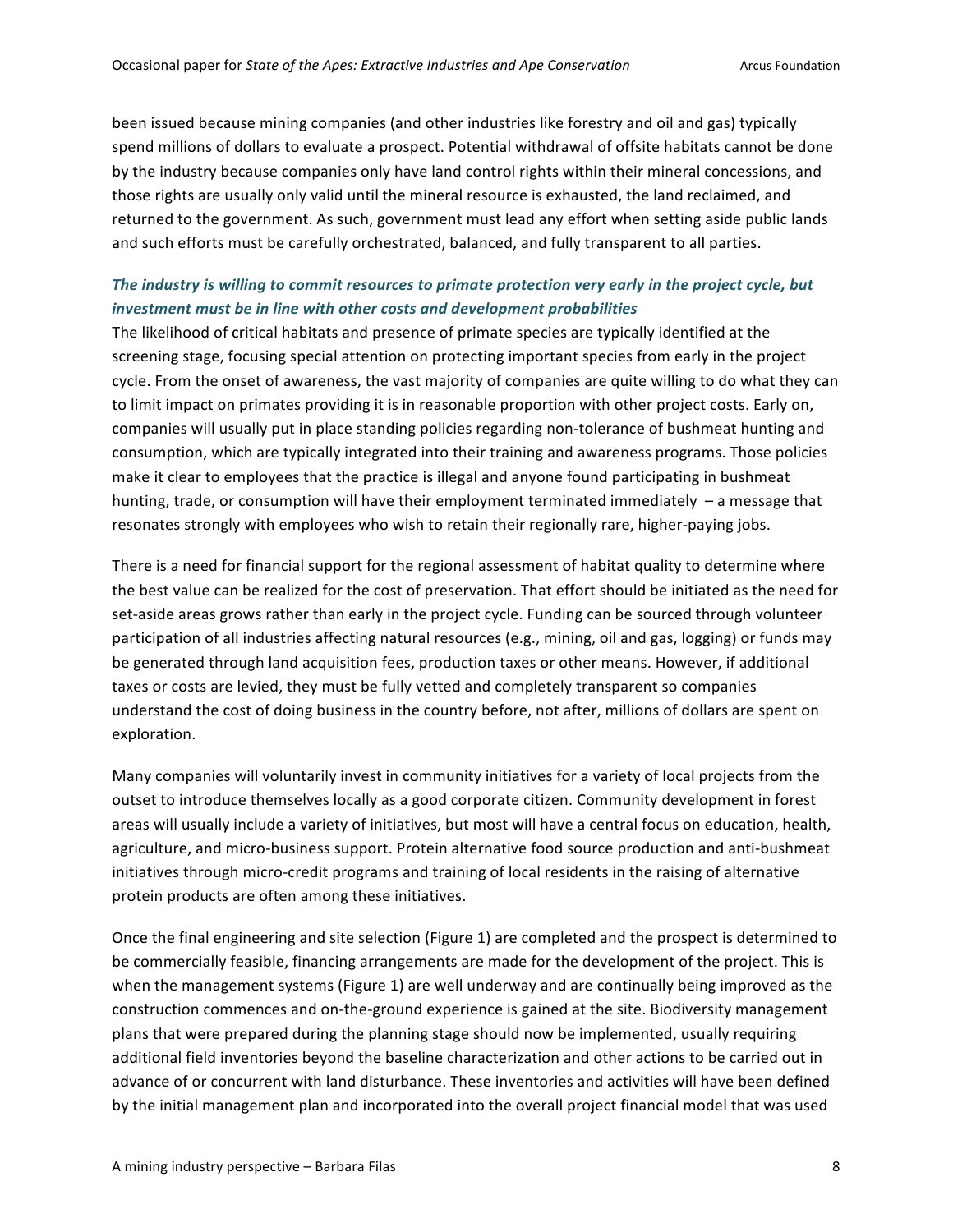been issued because mining companies (and other industries like forestry and oil and gas) typically spend millions of dollars to evaluate a prospect. Potential withdrawal of offsite habitats cannot be done by the industry because companies only have land control rights within their mineral concessions, and those rights are usually only valid until the mineral resource is exhausted, the land reclaimed, and returned to the government. As such, government must lead any effort when setting aside public lands and such efforts must be carefully orchestrated, balanced, and fully transparent to all parties.

***The industry is willing to commit resources to primate protection very early in the project cycle, but investment must be in line with other costs and development probabilities***

The likelihood of critical habitats and presence of primate species are typically identified at the screening stage, focusing special attention on protecting important species from early in the project cycle. From the onset of awareness, the vast majority of companies are quite willing to do what they can to limit impact on primates providing it is in reasonable proportion with other project costs. Early on, companies will usually put in place standing policies regarding non-tolerance of bushmeat hunting and consumption, which are typically integrated into their training and awareness programs. Those policies make it clear to employees that the practice is illegal and anyone found participating in bushmeat hunting, trade, or consumption will have their employment terminated immediately – a message that resonates strongly with employees who wish to retain their regionally rare, higher-paying jobs.

There is a need for financial support for the regional assessment of habitat quality to determine where the best value can be realized for the cost of preservation. That effort should be initiated as the need for set-aside areas grows rather than early in the project cycle. Funding can be sourced through volunteer participation of all industries affecting natural resources (e.g., mining, oil and gas, logging) or funds may be generated through land acquisition fees, production taxes or other means. However, if additional taxes or costs are levied, they must be fully vetted and completely transparent so companies understand the cost of doing business in the country before, not after, millions of dollars are spent on exploration.

Many companies will voluntarily invest in community initiatives for a variety of local projects from the outset to introduce themselves locally as a good corporate citizen. Community development in forest areas will usually include a variety of initiatives, but most will have a central focus on education, health, agriculture, and micro-business support. Protein alternative food source production and anti-bushmeat initiatives through micro-credit programs and training of local residents in the raising of alternative protein products are often among these initiatives.

Once the final engineering and site selection (Figure 1) are completed and the prospect is determined to be commercially feasible, financing arrangements are made for the development of the project. This is when the management systems (Figure 1) are well underway and are continually being improved as the construction commences and on-the-ground experience is gained at the site. Biodiversity management plans that were prepared during the planning stage should now be implemented, usually requiring additional field inventories beyond the baseline characterization and other actions to be carried out in advance of or concurrent with land disturbance. These inventories and activities will have been defined by the initial management plan and incorporated into the overall project financial model that was used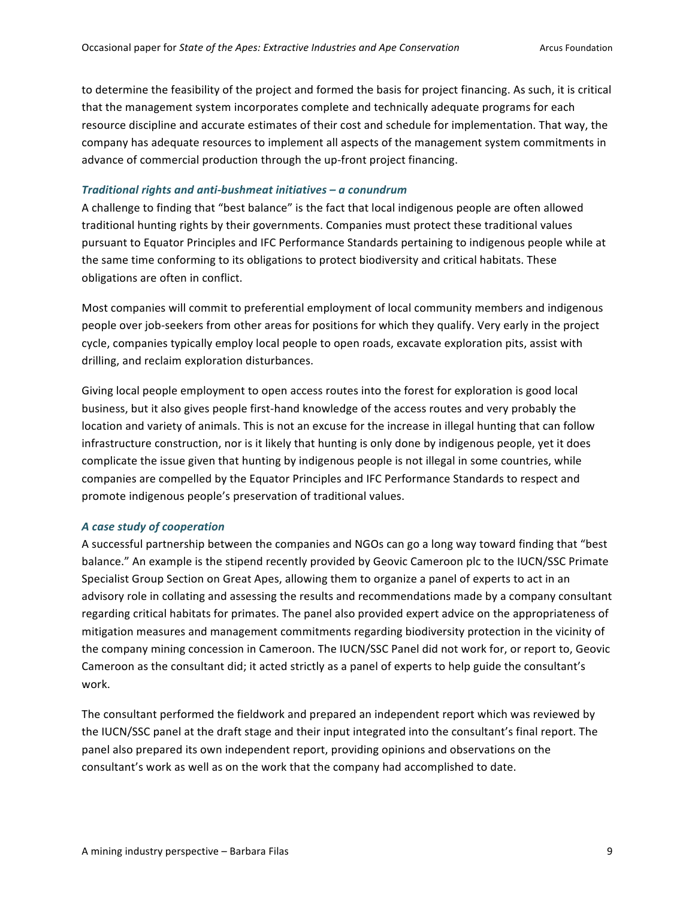to determine the feasibility of the project and formed the basis for project financing. As such, it is critical that the management system incorporates complete and technically adequate programs for each resource discipline and accurate estimates of their cost and schedule for implementation. That way, the company has adequate resources to implement all aspects of the management system commitments in advance of commercial production through the up-front project financing.

### *Traditional rights and anti-bushmeat initiatives – a conundrum*

A challenge to finding that "best balance" is the fact that local indigenous people are often allowed traditional hunting rights by their governments. Companies must protect these traditional values pursuant to Equator Principles and IFC Performance Standards pertaining to indigenous people while at the same time conforming to its obligations to protect biodiversity and critical habitats. These obligations are often in conflict.

Most companies will commit to preferential employment of local community members and indigenous people over job-seekers from other areas for positions for which they qualify. Very early in the project cycle, companies typically employ local people to open roads, excavate exploration pits, assist with drilling, and reclaim exploration disturbances.

Giving local people employment to open access routes into the forest for exploration is good local business, but it also gives people first-hand knowledge of the access routes and very probably the location and variety of animals. This is not an excuse for the increase in illegal hunting that can follow infrastructure construction, nor is it likely that hunting is only done by indigenous people, yet it does complicate the issue given that hunting by indigenous people is not illegal in some countries, while companies are compelled by the Equator Principles and IFC Performance Standards to respect and promote indigenous people's preservation of traditional values.

### *A case study of cooperation*

A successful partnership between the companies and NGOs can go a long way toward finding that "best balance." An example is the stipend recently provided by Geovic Cameroon plc to the IUCN/SSC Primate Specialist Group Section on Great Apes, allowing them to organize a panel of experts to act in an advisory role in collating and assessing the results and recommendations made by a company consultant regarding critical habitats for primates. The panel also provided expert advice on the appropriateness of mitigation measures and management commitments regarding biodiversity protection in the vicinity of the company mining concession in Cameroon. The IUCN/SSC Panel did not work for, or report to, Geovic Cameroon as the consultant did; it acted strictly as a panel of experts to help guide the consultant's work.

The consultant performed the fieldwork and prepared an independent report which was reviewed by the IUCN/SSC panel at the draft stage and their input integrated into the consultant's final report. The panel also prepared its own independent report, providing opinions and observations on the consultant's work as well as on the work that the company had accomplished to date.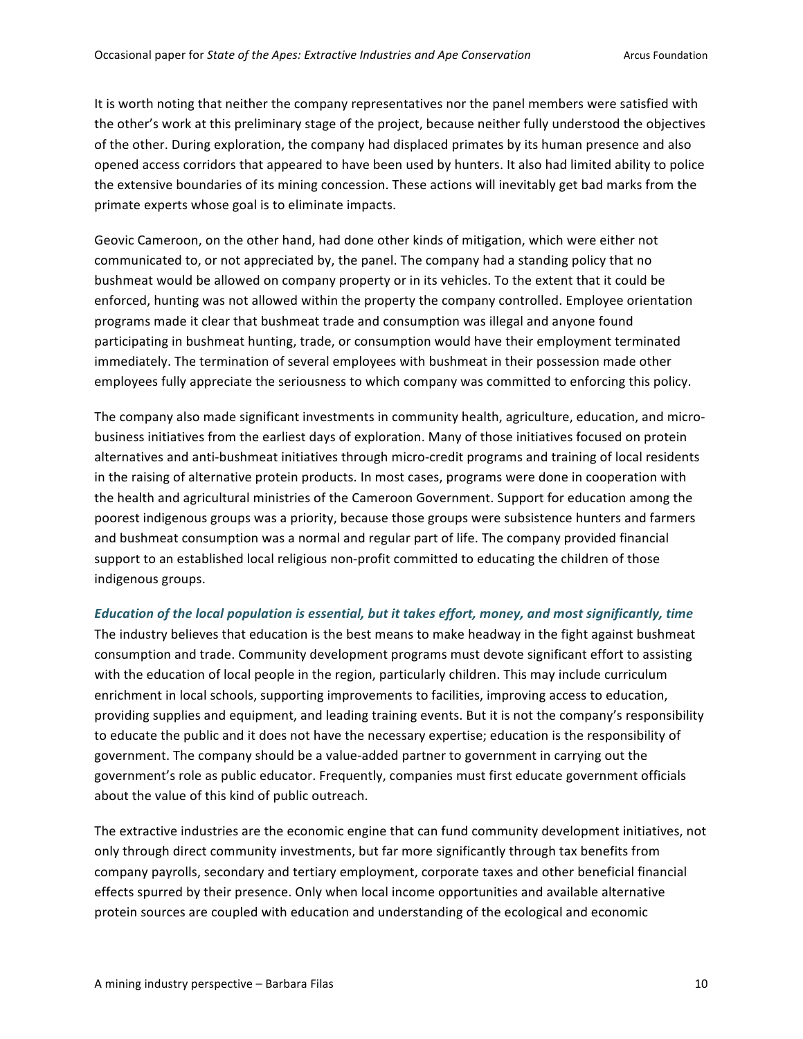It is worth noting that neither the company representatives nor the panel members were satisfied with the other's work at this preliminary stage of the project, because neither fully understood the objectives of the other. During exploration, the company had displaced primates by its human presence and also opened access corridors that appeared to have been used by hunters. It also had limited ability to police the extensive boundaries of its mining concession. These actions will inevitably get bad marks from the primate experts whose goal is to eliminate impacts.

Geovic Cameroon, on the other hand, had done other kinds of mitigation, which were either not communicated to, or not appreciated by, the panel. The company had a standing policy that no bushmeat would be allowed on company property or in its vehicles. To the extent that it could be enforced, hunting was not allowed within the property the company controlled. Employee orientation programs made it clear that bushmeat trade and consumption was illegal and anyone found participating in bushmeat hunting, trade, or consumption would have their employment terminated immediately. The termination of several employees with bushmeat in their possession made other employees fully appreciate the seriousness to which company was committed to enforcing this policy.

The company also made significant investments in community health, agriculture, education, and micro-business initiatives from the earliest days of exploration. Many of those initiatives focused on protein alternatives and anti-bushmeat initiatives through micro-credit programs and training of local residents in the raising of alternative protein products. In most cases, programs were done in cooperation with the health and agricultural ministries of the Cameroon Government. Support for education among the poorest indigenous groups was a priority, because those groups were subsistence hunters and farmers and bushmeat consumption was a normal and regular part of life. The company provided financial support to an established local religious non-profit committed to educating the children of those indigenous groups.

### *Education of the local population is essential, but it takes effort, money, and most significantly, time*

The industry believes that education is the best means to make headway in the fight against bushmeat consumption and trade. Community development programs must devote significant effort to assisting with the education of local people in the region, particularly children. This may include curriculum enrichment in local schools, supporting improvements to facilities, improving access to education, providing supplies and equipment, and leading training events. But it is not the company's responsibility to educate the public and it does not have the necessary expertise; education is the responsibility of government. The company should be a value-added partner to government in carrying out the government's role as public educator. Frequently, companies must first educate government officials about the value of this kind of public outreach.

The extractive industries are the economic engine that can fund community development initiatives, not only through direct community investments, but far more significantly through tax benefits from company payrolls, secondary and tertiary employment, corporate taxes and other beneficial financial effects spurred by their presence. Only when local income opportunities and available alternative protein sources are coupled with education and understanding of the ecological and economic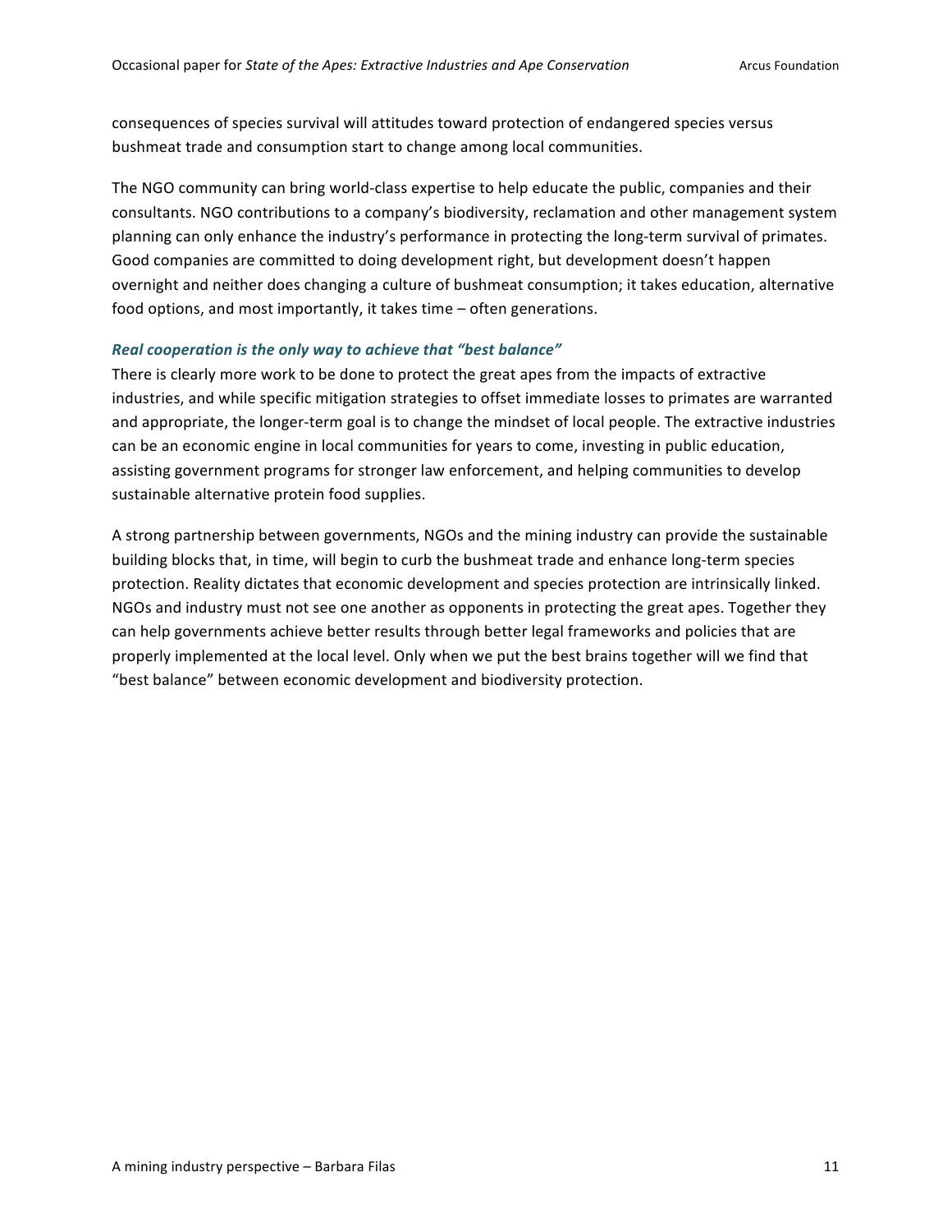consequences of species survival will attitudes toward protection of endangered species versus bushmeat trade and consumption start to change among local communities.

The NGO community can bring world-class expertise to help educate the public, companies and their consultants. NGO contributions to a company's biodiversity, reclamation and other management system planning can only enhance the industry's performance in protecting the long-term survival of primates. Good companies are committed to doing development right, but development doesn't happen overnight and neither does changing a culture of bushmeat consumption; it takes education, alternative food options, and most importantly, it takes time – often generations.

### *Real cooperation is the only way to achieve that "best balance"*

There is clearly more work to be done to protect the great apes from the impacts of extractive industries, and while specific mitigation strategies to offset immediate losses to primates are warranted and appropriate, the longer-term goal is to change the mindset of local people. The extractive industries can be an economic engine in local communities for years to come, investing in public education, assisting government programs for stronger law enforcement, and helping communities to develop sustainable alternative protein food supplies.

A strong partnership between governments, NGOs and the mining industry can provide the sustainable building blocks that, in time, will begin to curb the bushmeat trade and enhance long-term species protection. Reality dictates that economic development and species protection are intrinsically linked. NGOs and industry must not see one another as opponents in protecting the great apes. Together they can help governments achieve better results through better legal frameworks and policies that are properly implemented at the local level. Only when we put the best brains together will we find that "best balance" between economic development and biodiversity protection.